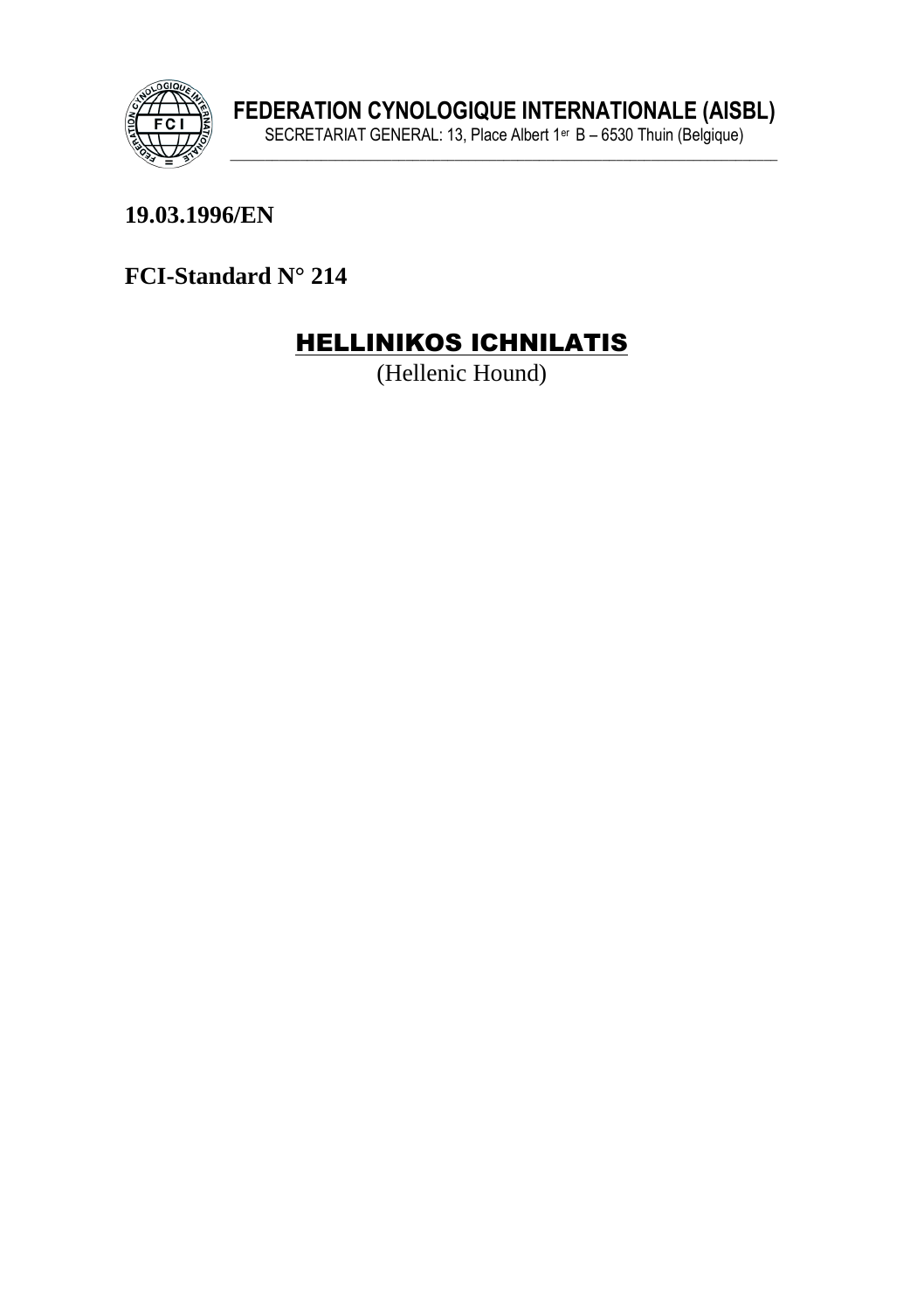**FEDERATION CYNOLOGIQUE INTERNATIONALE (AISBL)**

SECRETARIAT GENERAL: 13, Place Albert 1er B – 6530 Thuin (Belgique)

**19.03.1996/EN**

**FCI-Standard N° 214**

# HELLINIKOS ICHNILATIS

(Hellenic Hound)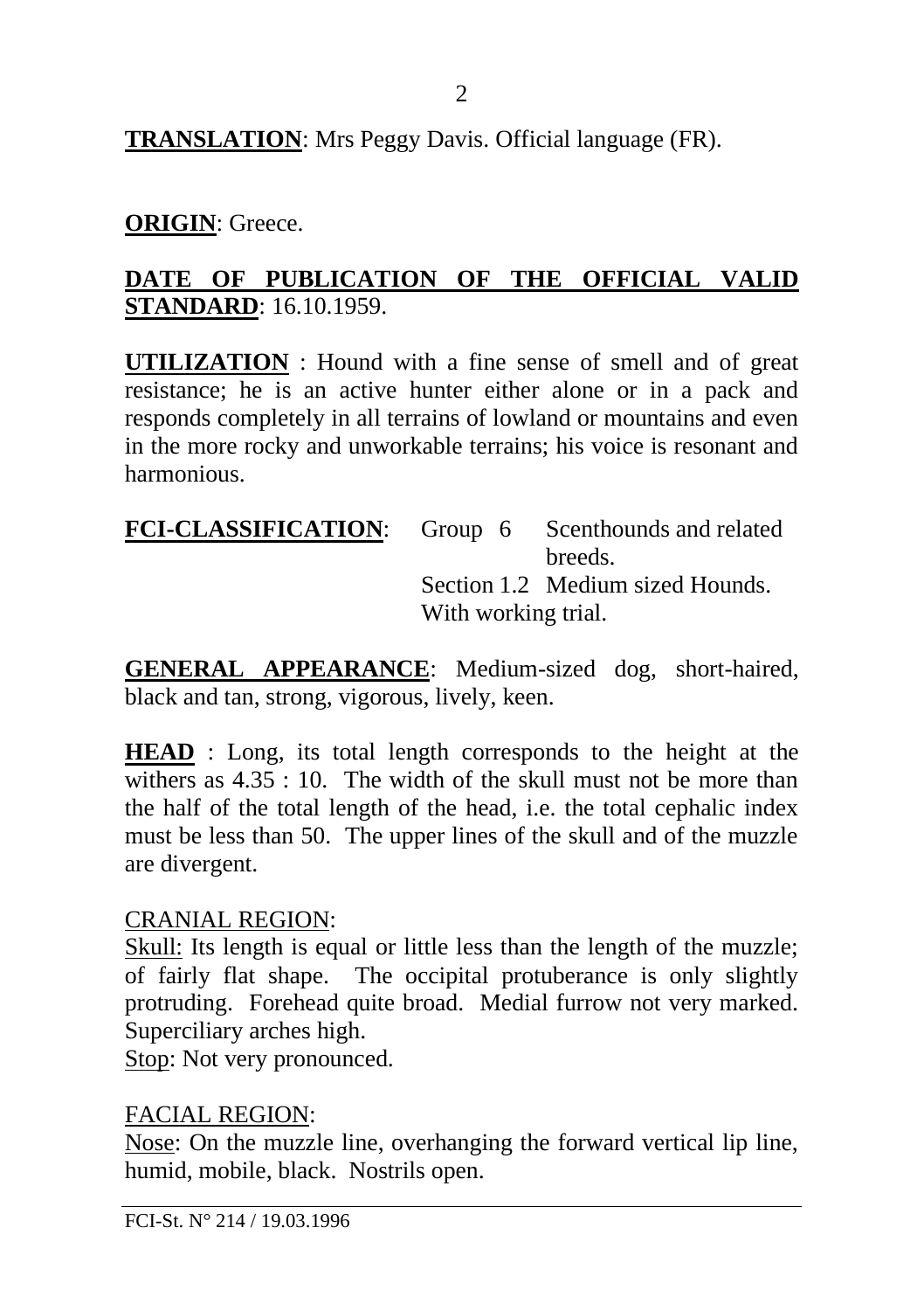**TRANSLATION**: Mrs Peggy Davis. Official language (FR).

**ORIGIN**: Greece.

**DATE OF PUBLICATION OF THE OFFICIAL VALID STANDARD**: 16.10.1959.

**UTILIZATION** : Hound with a fine sense of smell and of great resistance; he is an active hunter either alone or in a pack and responds completely in all terrains of lowland or mountains and even in the more rocky and unworkable terrains; his voice is resonant and harmonious.

**FCI-CLASSIFICATION**: Group 6 Scenthounds and related breeds.
Section 1.2 Medium sized Hounds.
With working trial.

**GENERAL APPEARANCE**: Medium-sized dog, short-haired, black and tan, strong, vigorous, lively, keen.

**HEAD** : Long, its total length corresponds to the height at the withers as 4.35 : 10. The width of the skull must not be more than the half of the total length of the head, i.e. the total cephalic index must be less than 50. The upper lines of the skull and of the muzzle are divergent.

CRANIAL REGION:

Skull: Its length is equal or little less than the length of the muzzle; of fairly flat shape. The occipital protuberance is only slightly protruding. Forehead quite broad. Medial furrow not very marked. Superciliary arches high.

Stop: Not very pronounced.

FACIAL REGION:

Nose: On the muzzle line, overhanging the forward vertical lip line, humid, mobile, black. Nostrils open.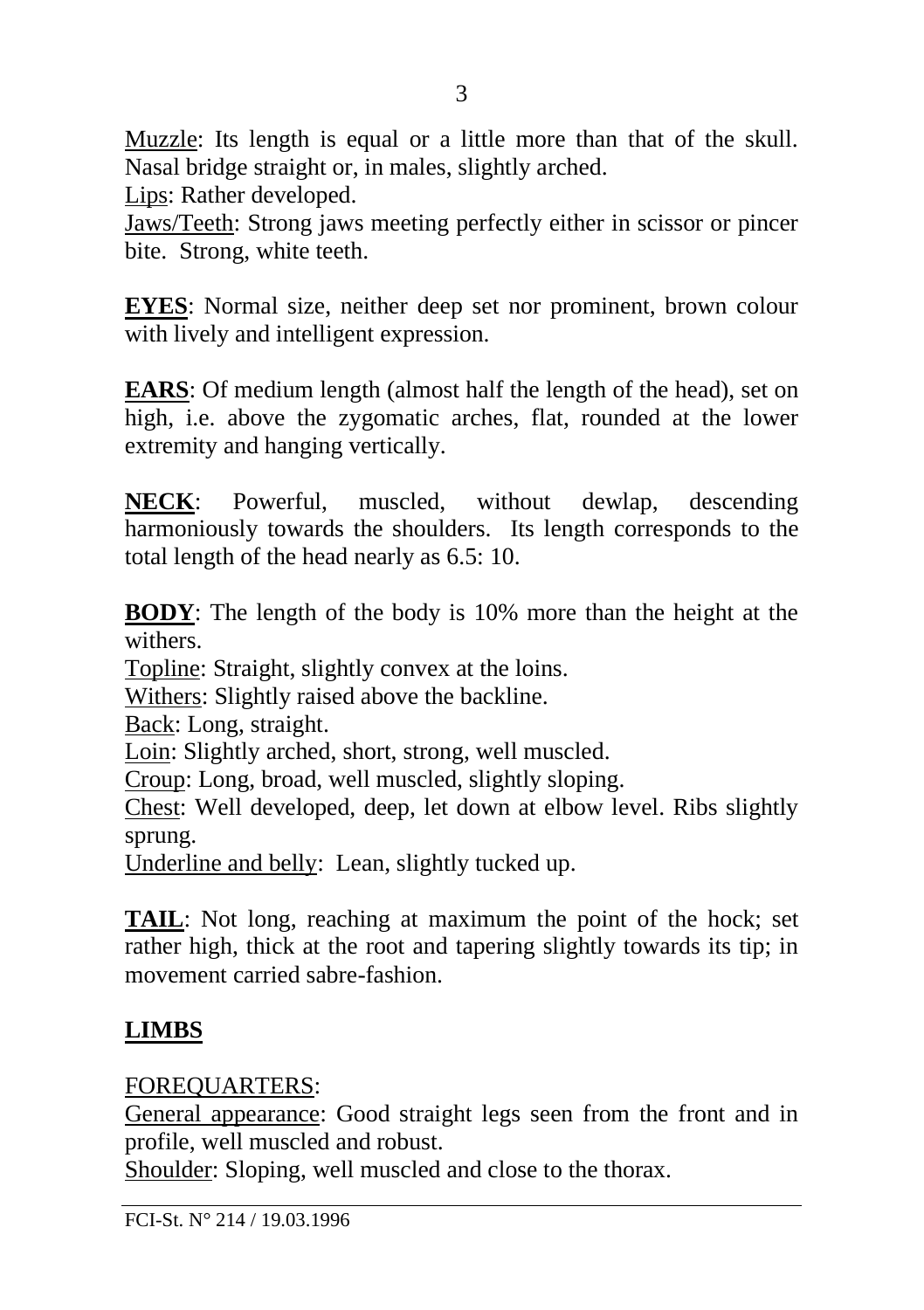Muzzle: Its length is equal or a little more than that of the skull. Nasal bridge straight or, in males, slightly arched.
Lips: Rather developed.
Jaws/Teeth: Strong jaws meeting perfectly either in scissor or pincer bite. Strong, white teeth.

**EYES**: Normal size, neither deep set nor prominent, brown colour with lively and intelligent expression.

**EARS**: Of medium length (almost half the length of the head), set on high, i.e. above the zygomatic arches, flat, rounded at the lower extremity and hanging vertically.

**NECK**: Powerful, muscled, without dewlap, descending harmoniously towards the shoulders. Its length corresponds to the total length of the head nearly as 6.5: 10.

**BODY**: The length of the body is 10% more than the height at the withers.
Topline: Straight, slightly convex at the loins.
Withers: Slightly raised above the backline.
Back: Long, straight.
Loin: Slightly arched, short, strong, well muscled.
Croup: Long, broad, well muscled, slightly sloping.
Chest: Well developed, deep, let down at elbow level. Ribs slightly sprung.
Underline and belly: Lean, slightly tucked up.

**TAIL**: Not long, reaching at maximum the point of the hock; set rather high, thick at the root and tapering slightly towards its tip; in movement carried sabre-fashion.

## LIMBS

FOREQUARTERS:
General appearance: Good straight legs seen from the front and in profile, well muscled and robust.
Shoulder: Sloping, well muscled and close to the thorax.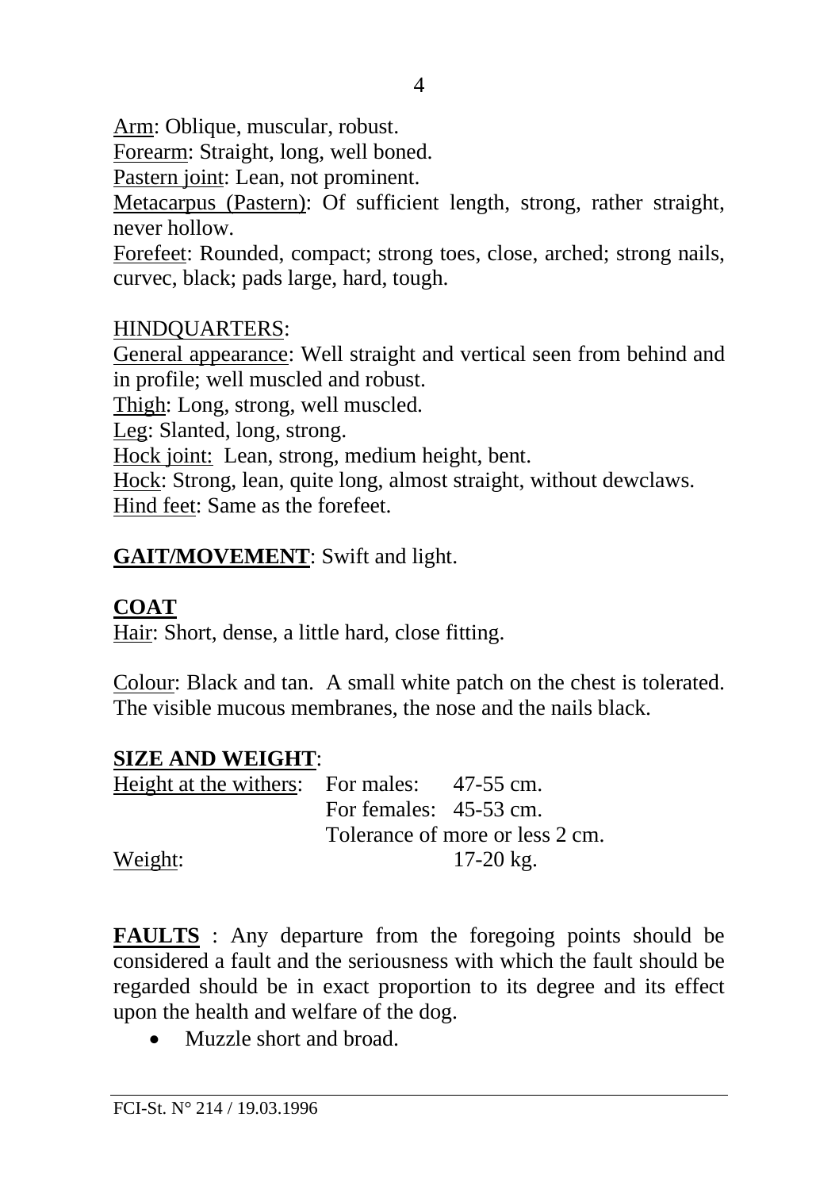Arm: Oblique, muscular, robust.

Forearm: Straight, long, well boned.

Pastern joint: Lean, not prominent.

Metacarpus (Pastern): Of sufficient length, strong, rather straight, never hollow.

Forefeet: Rounded, compact; strong toes, close, arched; strong nails, curvec, black; pads large, hard, tough.

HINDQUARTERS:

General appearance: Well straight and vertical seen from behind and in profile; well muscled and robust.

Thigh: Long, strong, well muscled.

Leg: Slanted, long, strong.

Hock joint: Lean, strong, medium height, bent.

Hock: Strong, lean, quite long, almost straight, without dewclaws.

Hind feet: Same as the forefeet.

**GAIT/MOVEMENT**: Swift and light.

**COAT**

Hair: Short, dense, a little hard, close fitting.

Colour: Black and tan. A small white patch on the chest is tolerated. The visible mucous membranes, the nose and the nails black.

**SIZE AND WEIGHT**:

Height at the withers: For males: 47-55 cm.
For females: 45-53 cm.
Tolerance of more or less 2 cm.

Weight: 17-20 kg.

**FAULTS** : Any departure from the foregoing points should be considered a fault and the seriousness with which the fault should be regarded should be in exact proportion to its degree and its effect upon the health and welfare of the dog.

- Muzzle short and broad.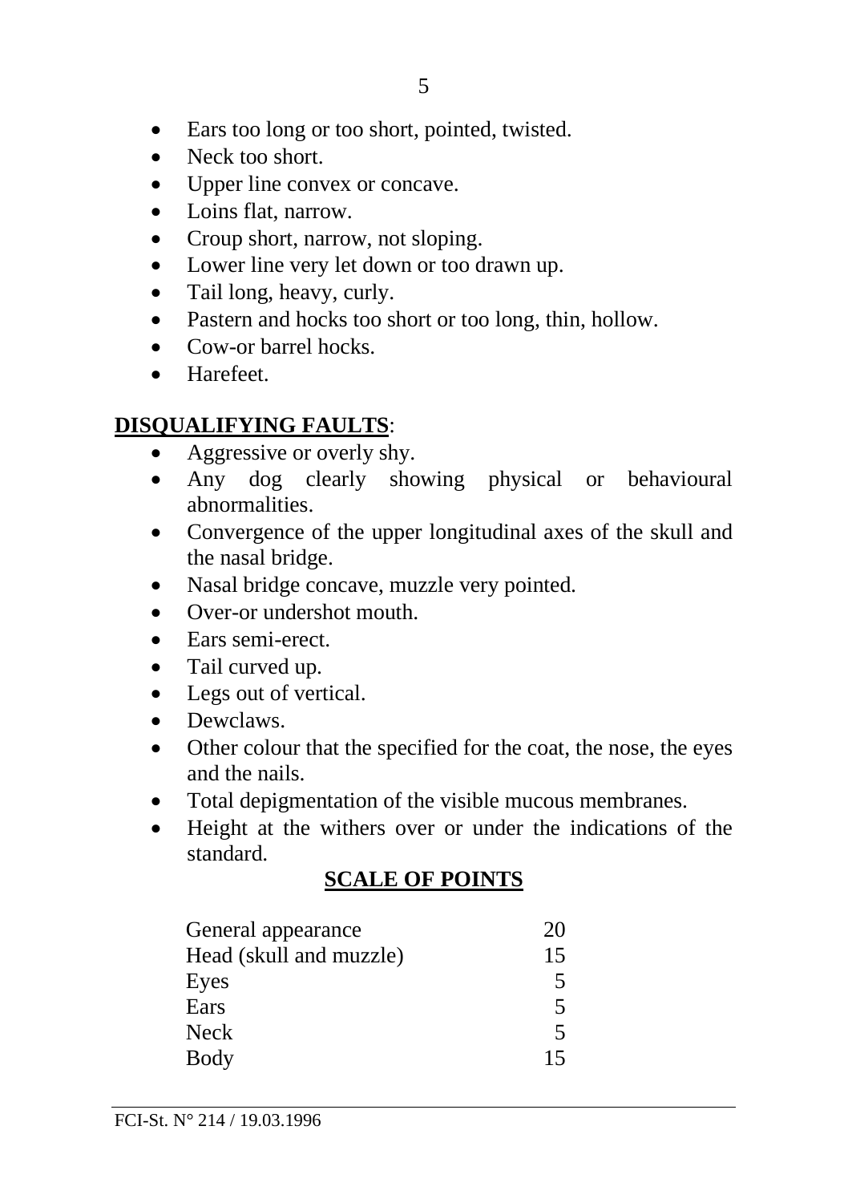- Ears too long or too short, pointed, twisted.
- Neck too short.
- Upper line convex or concave.
- Loins flat, narrow.
- Croup short, narrow, not sloping.
- Lower line very let down or too drawn up.
- Tail long, heavy, curly.
- Pastern and hocks too short or too long, thin, hollow.
- Cow-or barrel hocks.
- Harefeet.

**DISQUALIFYING FAULTS**:

- Aggressive or overly shy.
- Any dog clearly showing physical or behavioural abnormalities.
- Convergence of the upper longitudinal axes of the skull and the nasal bridge.
- Nasal bridge concave, muzzle very pointed.
- Over-or undershot mouth.
- Ears semi-erect.
- Tail curved up.
- Legs out of vertical.
- Dewclaws.
- Other colour that the specified for the coat, the nose, the eyes and the nails.
- Total depigmentation of the visible mucous membranes.
- Height at the withers over or under the indications of the standard.

**SCALE OF POINTS**

| | |
|---|---|
| General appearance | 20 |
| Head (skull and muzzle) | 15 |
| Eyes | 5 |
| Ears | 5 |
| Neck | 5 |
| Body | 15 |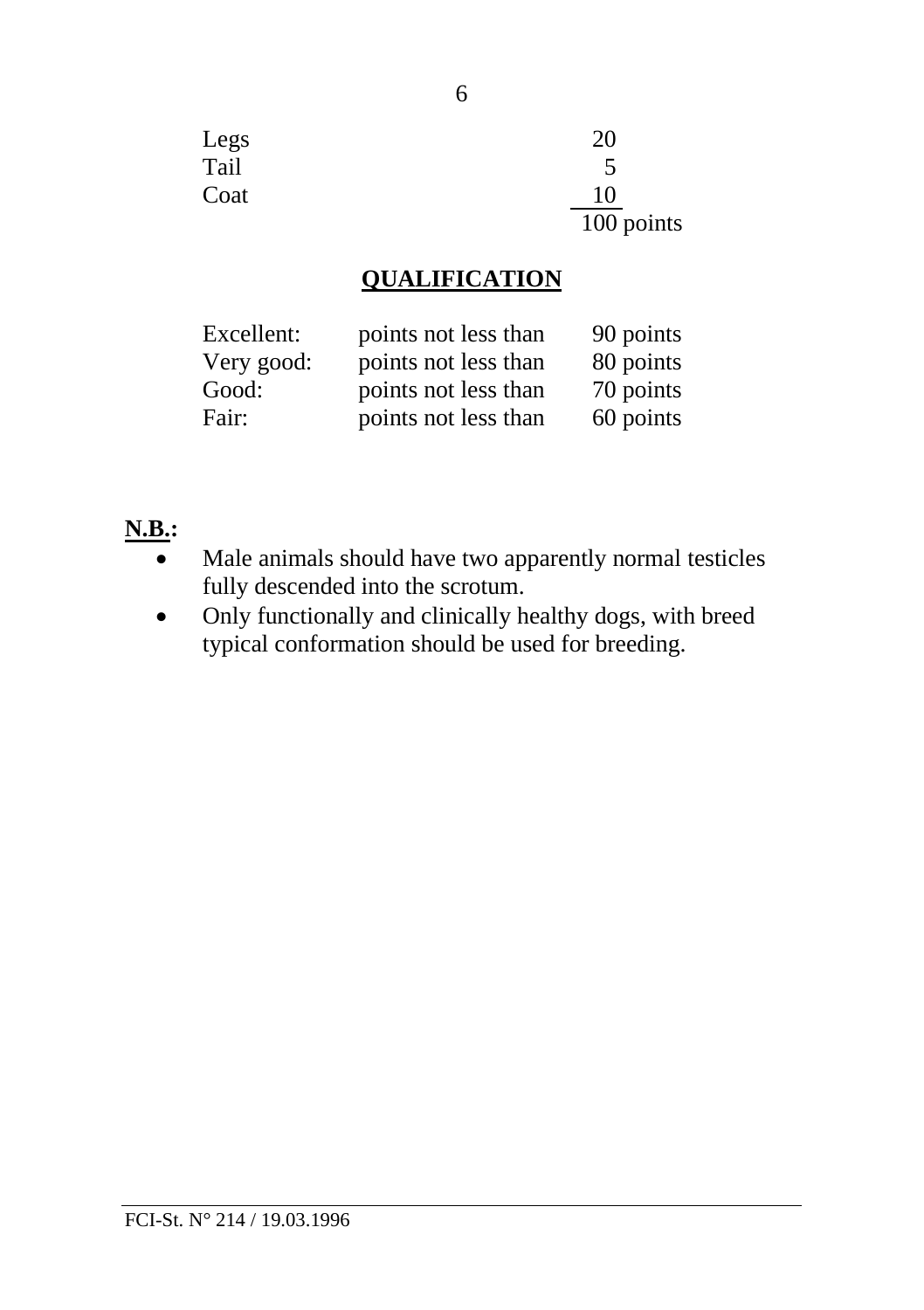| | |
|---|---|
| Legs | 20 |
| Tail | 5 |
| Coat | 10 |
| | 100 points |

## QUALIFICATION

| | | |
|---|---|---|
| Excellent: | points not less than | 90 points |
| Very good: | points not less than | 80 points |
| Good: | points not less than | 70 points |
| Fair: | points not less than | 60 points |

**N.B.:**

- Male animals should have two apparently normal testicles fully descended into the scrotum.
- Only functionally and clinically healthy dogs, with breed typical conformation should be used for breeding.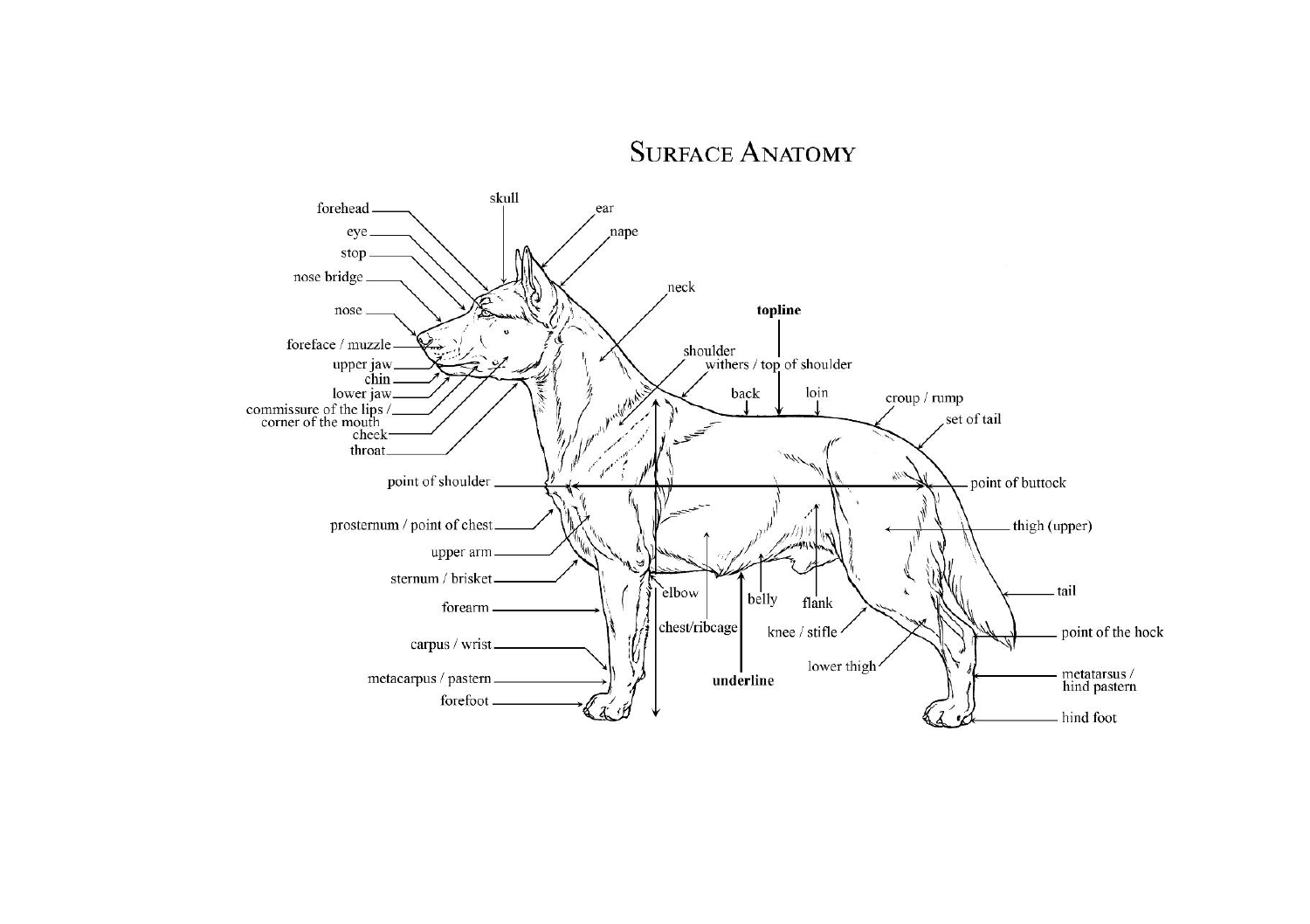# Surface Anatomy

forehead

eye

stop

nose bridge

nose

foreface / muzzle

upper jaw

chin

lower jaw

commissure of the lips / corner of the mouth

cheek

throat

skull

ear

nape

neck

**topline**

shoulder

withers / top of shoulder

back

loin

croup / rump

set of tail

point of shoulder

point of buttock

prosternum / point of chest

upper arm

sternum / brisket

forearm

carpus / wrist

metacarpus / pastern

forefoot

elbow

chest/ribcage

**underline**

belly

flank

knee / stifle

lower thigh

thigh (upper)

tail

point of the hock

metatarsus / hind pastern

hind foot